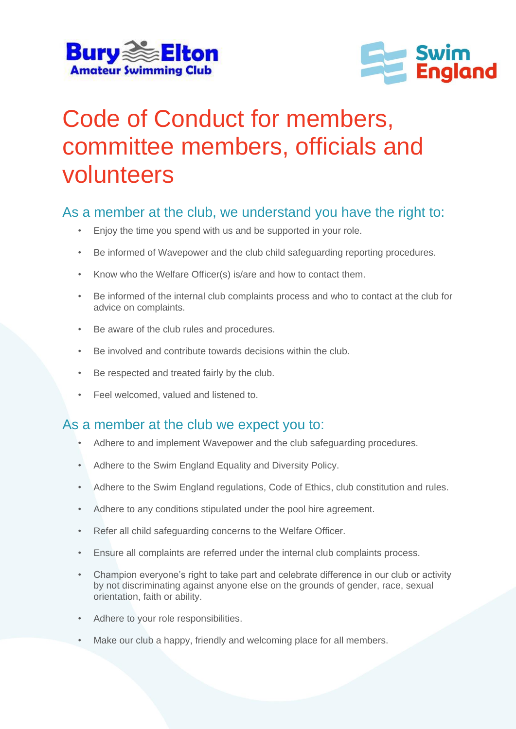# Code of Conduct for members, committee members, officials and volunteers

## As a member at the club, we understand you have the right to:

- Enjoy the time you spend with us and be supported in your role.
- Be informed of Wavepower and the club child safeguarding reporting procedures.
- Know who the Welfare Officer(s) is/are and how to contact them.
- Be informed of the internal club complaints process and who to contact at the club for advice on complaints.
- Be aware of the club rules and procedures.
- Be involved and contribute towards decisions within the club.
- Be respected and treated fairly by the club.
- Feel welcomed, valued and listened to.

## As a member at the club we expect you to:

- Adhere to and implement Wavepower and the club safeguarding procedures.
- Adhere to the Swim England Equality and Diversity Policy.
- Adhere to the Swim England regulations, Code of Ethics, club constitution and rules.
- Adhere to any conditions stipulated under the pool hire agreement.
- Refer all child safeguarding concerns to the Welfare Officer.
- Ensure all complaints are referred under the internal club complaints process.
- Champion everyone's right to take part and celebrate difference in our club or activity by not discriminating against anyone else on the grounds of gender, race, sexual orientation, faith or ability.
- Adhere to your role responsibilities.
- Make our club a happy, friendly and welcoming place for all members.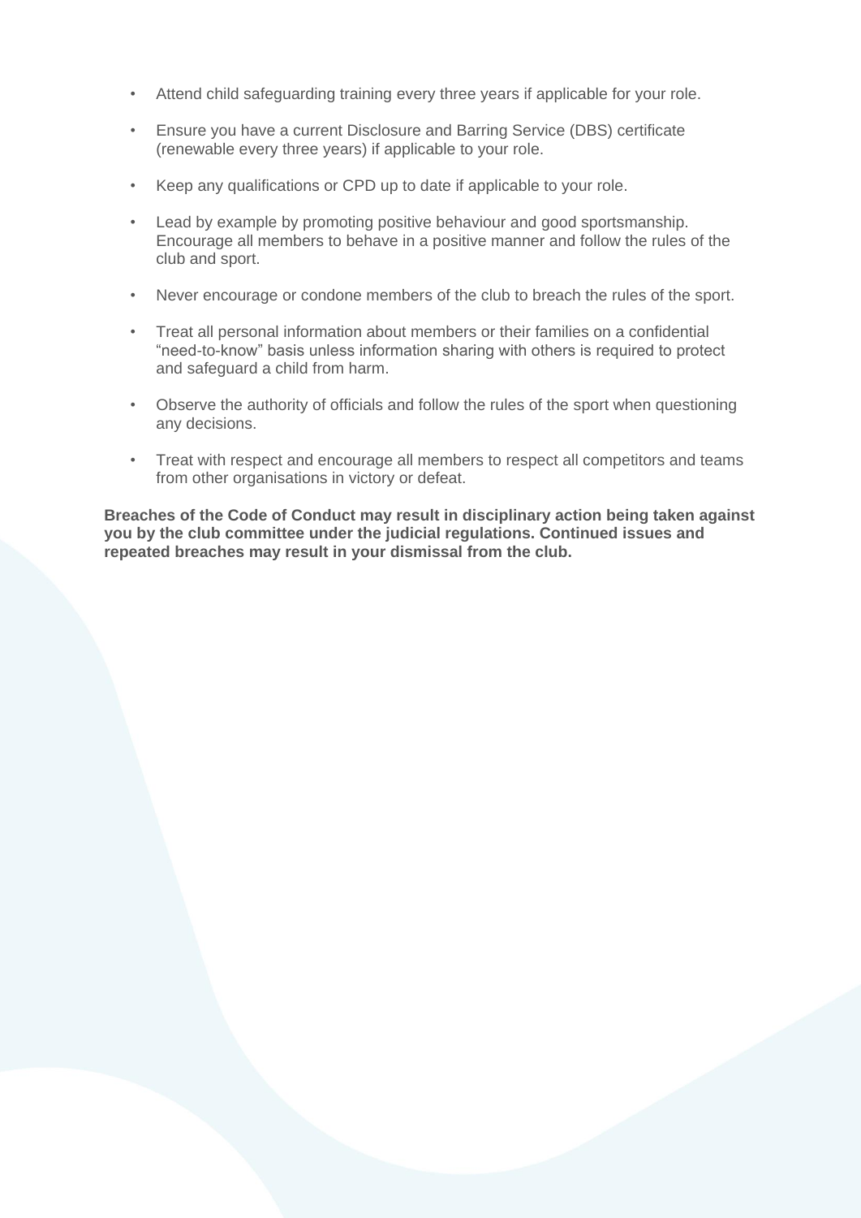- Attend child safeguarding training every three years if applicable for your role.
- Ensure you have a current Disclosure and Barring Service (DBS) certificate (renewable every three years) if applicable to your role.
- Keep any qualifications or CPD up to date if applicable to your role.
- Lead by example by promoting positive behaviour and good sportsmanship. Encourage all members to behave in a positive manner and follow the rules of the club and sport.
- Never encourage or condone members of the club to breach the rules of the sport.
- Treat all personal information about members or their families on a confidential "need-to-know" basis unless information sharing with others is required to protect and safeguard a child from harm.
- Observe the authority of officials and follow the rules of the sport when questioning any decisions.
- Treat with respect and encourage all members to respect all competitors and teams from other organisations in victory or defeat.

**Breaches of the Code of Conduct may result in disciplinary action being taken against you by the club committee under the judicial regulations. Continued issues and repeated breaches may result in your dismissal from the club.**